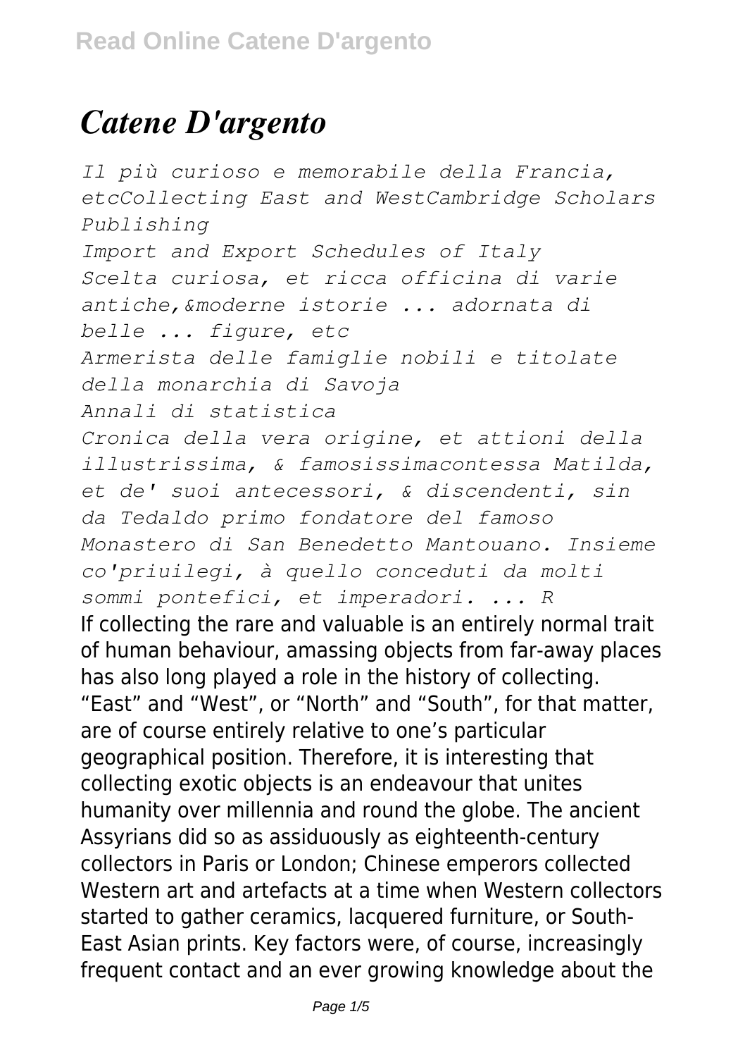# *Catene D'argento*

*Il più curioso e memorabile della Francia, etcCollecting East and WestCambridge Scholars Publishing*
*Import and Export Schedules of Italy*
*Scelta curiosa, et ricca officina di varie antiche,&moderne istorie ... adornata di belle ... figure, etc*
*Armerista delle famiglie nobili e titolate della monarchia di Savoja*
*Annali di statistica*
*Cronica della vera origine, et attioni della illustrissima, & famosissimacontessa Matilda, et de' suoi antecessori, & discendenti, sin da Tedaldo primo fondatore del famoso Monastero di San Benedetto Mantouano. Insieme co'priuilegi, à quello conceduti da molti sommi pontefici, et imperadori. ... R*

If collecting the rare and valuable is an entirely normal trait of human behaviour, amassing objects from far-away places has also long played a role in the history of collecting. "East" and "West", or "North" and "South", for that matter, are of course entirely relative to one's particular geographical position. Therefore, it is interesting that collecting exotic objects is an endeavour that unites humanity over millennia and round the globe. The ancient Assyrians did so as assiduously as eighteenth-century collectors in Paris or London; Chinese emperors collected Western art and artefacts at a time when Western collectors started to gather ceramics, lacquered furniture, or South-East Asian prints. Key factors were, of course, increasingly frequent contact and an ever growing knowledge about the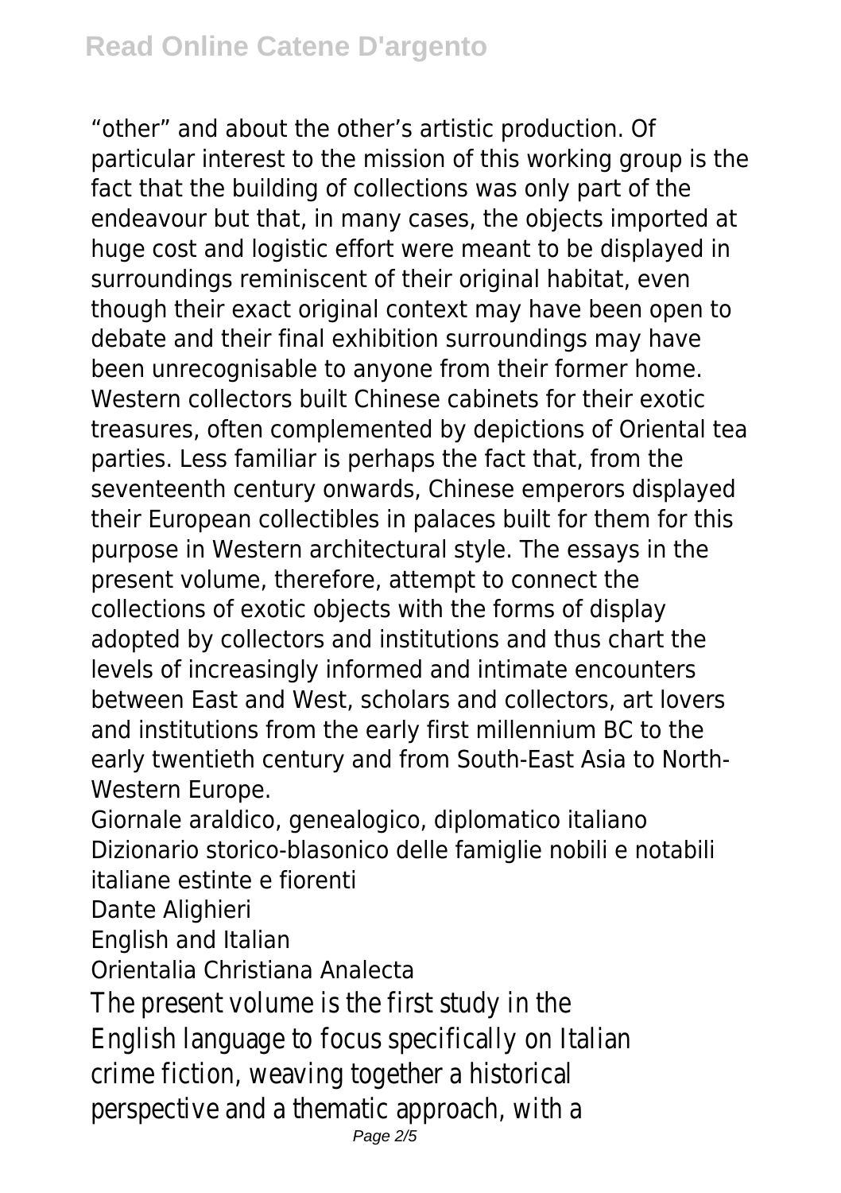"other" and about the other's artistic production. Of particular interest to the mission of this working group is the fact that the building of collections was only part of the endeavour but that, in many cases, the objects imported at huge cost and logistic effort were meant to be displayed in surroundings reminiscent of their original habitat, even though their exact original context may have been open to debate and their final exhibition surroundings may have been unrecognisable to anyone from their former home. Western collectors built Chinese cabinets for their exotic treasures, often complemented by depictions of Oriental tea parties. Less familiar is perhaps the fact that, from the seventeenth century onwards, Chinese emperors displayed their European collectibles in palaces built for them for this purpose in Western architectural style. The essays in the present volume, therefore, attempt to connect the collections of exotic objects with the forms of display adopted by collectors and institutions and thus chart the levels of increasingly informed and intimate encounters between East and West, scholars and collectors, art lovers and institutions from the early first millennium BC to the early twentieth century and from South-East Asia to North-Western Europe.

Giornale araldico, genealogico, diplomatico italiano

Dizionario storico-blasonico delle famiglie nobili e notabili italiane estinte e fiorenti

Dante Alighieri

English and Italian

Orientalia Christiana Analecta

The present volume is the first study in the English language to focus specifically on Italian crime fiction, weaving together a historical perspective and a thematic approach, with a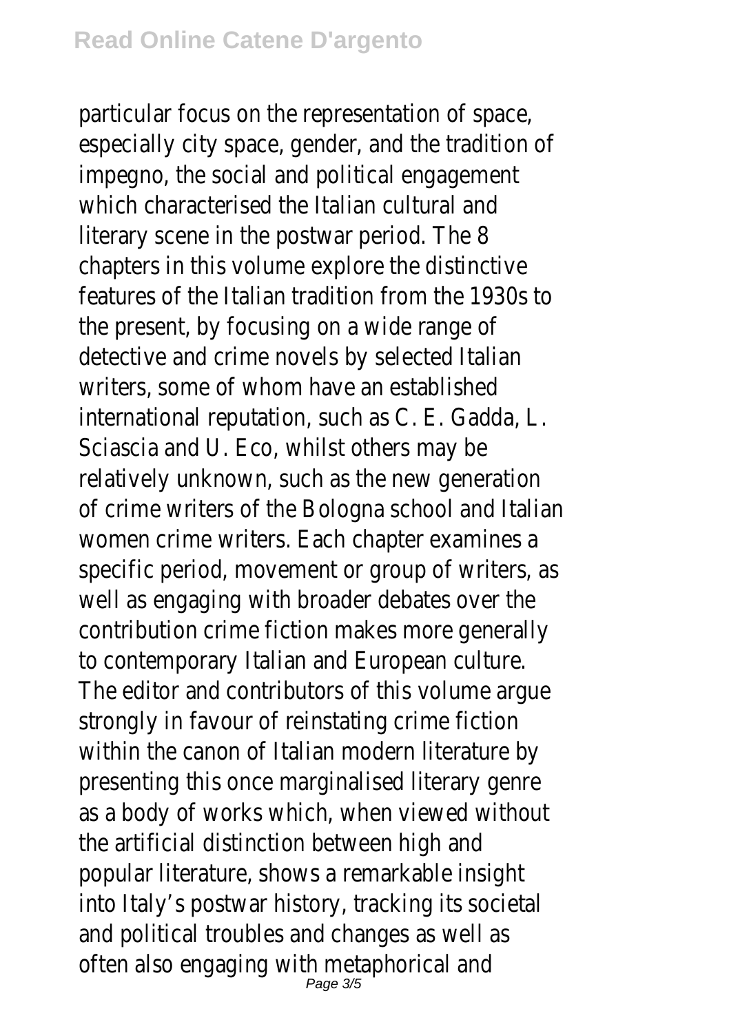particular focus on the representation of space, especially city space, gender, and the tradition of impegno, the social and political engagement which characterised the Italian cultural and literary scene in the postwar period. The 8 chapters in this volume explore the distinctive features of the Italian tradition from the 1930s to the present, by focusing on a wide range of detective and crime novels by selected Italian writers, some of whom have an established international reputation, such as C. E. Gadda, L. Sciascia and U. Eco, whilst others may be relatively unknown, such as the new generation of crime writers of the Bologna school and Italian women crime writers. Each chapter examines a specific period, movement or group of writers, as well as engaging with broader debates over the contribution crime fiction makes more generally to contemporary Italian and European culture. The editor and contributors of this volume argue strongly in favour of reinstating crime fiction within the canon of Italian modern literature by presenting this once marginalised literary genre as a body of works which, when viewed without the artificial distinction between high and popular literature, shows a remarkable insight into Italy's postwar history, tracking its societal and political troubles and changes as well as often also engaging with metaphorical and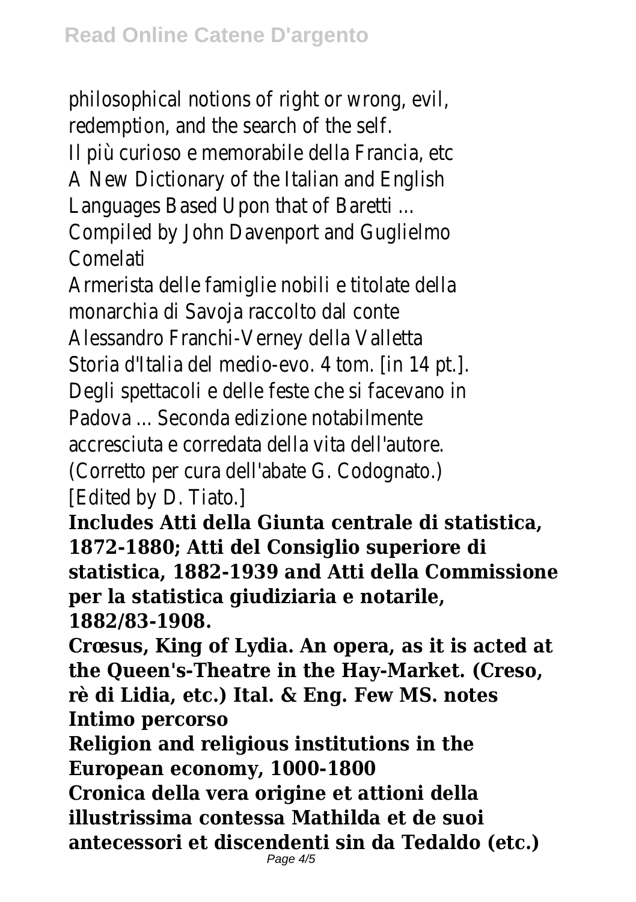philosophical notions of right or wrong, evil, redemption, and the search of the self.

Il più curioso e memorabile della Francia, etc

A New Dictionary of the Italian and English Languages Based Upon that of Baretti ... Compiled by John Davenport and Guglielmo Comelati

Armerista delle famiglie nobili e titolate della monarchia di Savoja raccolto dal conte Alessandro Franchi-Verney della Valletta

Storia d'Italia del medio-evo. 4 tom. [in 14 pt.].

Degli spettacoli e delle feste che si facevano in Padova ... Seconda edizione notabilmente accresciuta e corredata della vita dell'autore. (Corretto per cura dell'abate G. Codognato.) [Edited by D. Tiato.]

**Includes Atti della Giunta centrale di statistica, 1872-1880; Atti del Consiglio superiore di statistica, 1882-1939 and Atti della Commissione per la statistica giudiziaria e notarile, 1882/83-1908.**

**Crœsus, King of Lydia. An opera, as it is acted at the Queen's-Theatre in the Hay-Market. (Creso, rè di Lidia, etc.) Ital. & Eng. Few MS. notes**

**Intimo percorso**

**Religion and religious institutions in the European economy, 1000-1800**

**Cronica della vera origine et attioni della illustrissima contessa Mathilda et de suoi antecessori et discendenti sin da Tedaldo (etc.)**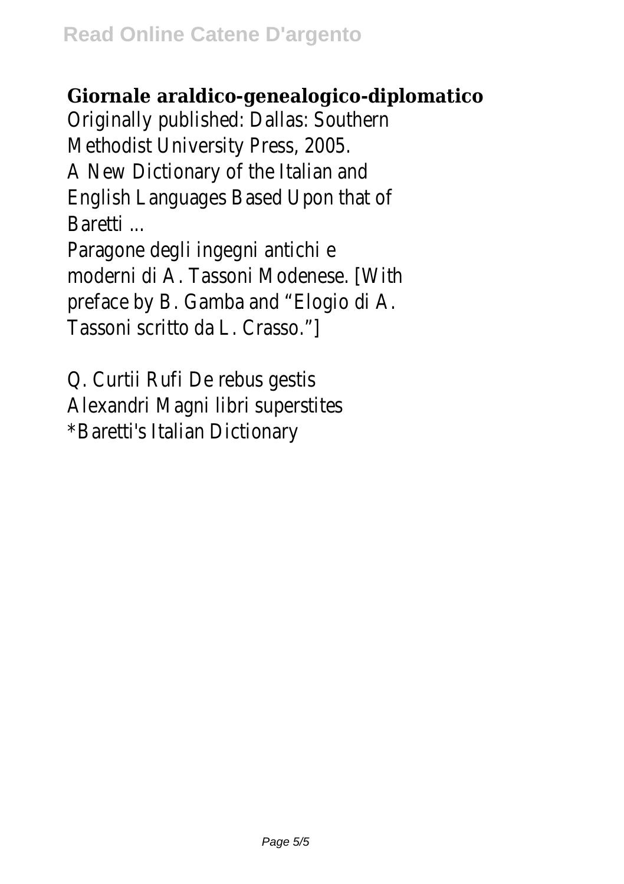**Giornale araldico-genealogico-diplomatico**

Originally published: Dallas: Southern Methodist University Press, 2005.

A New Dictionary of the Italian and English Languages Based Upon that of Baretti ...

Paragone degli ingegni antichi e moderni di A. Tassoni Modenese. [With preface by B. Gamba and "Elogio di A. Tassoni scritto da L. Crasso."]

Q. Curtii Rufi De rebus gestis Alexandri Magni libri superstites

*Baretti's Italian Dictionary